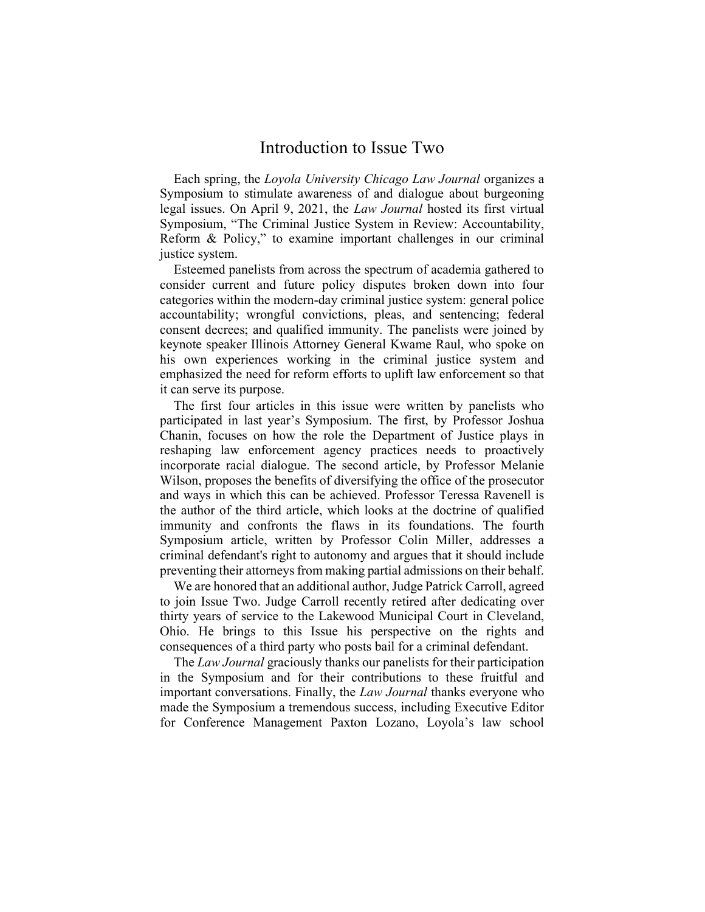# Introduction to Issue Two

Each spring, the *Loyola University Chicago Law Journal* organizes a Symposium to stimulate awareness of and dialogue about burgeoning legal issues. On April 9, 2021, the *Law Journal* hosted its first virtual Symposium, "The Criminal Justice System in Review: Accountability, Reform & Policy," to examine important challenges in our criminal justice system.

Esteemed panelists from across the spectrum of academia gathered to consider current and future policy disputes broken down into four categories within the modern-day criminal justice system: general police accountability; wrongful convictions, pleas, and sentencing; federal consent decrees; and qualified immunity. The panelists were joined by keynote speaker Illinois Attorney General Kwame Raul, who spoke on his own experiences working in the criminal justice system and emphasized the need for reform efforts to uplift law enforcement so that it can serve its purpose.

The first four articles in this issue were written by panelists who participated in last year's Symposium. The first, by Professor Joshua Chanin, focuses on how the role the Department of Justice plays in reshaping law enforcement agency practices needs to proactively incorporate racial dialogue. The second article, by Professor Melanie Wilson, proposes the benefits of diversifying the office of the prosecutor and ways in which this can be achieved. Professor Teressa Ravenell is the author of the third article, which looks at the doctrine of qualified immunity and confronts the flaws in its foundations. The fourth Symposium article, written by Professor Colin Miller, addresses a criminal defendant's right to autonomy and argues that it should include preventing their attorneys from making partial admissions on their behalf.

We are honored that an additional author, Judge Patrick Carroll, agreed to join Issue Two. Judge Carroll recently retired after dedicating over thirty years of service to the Lakewood Municipal Court in Cleveland, Ohio. He brings to this Issue his perspective on the rights and consequences of a third party who posts bail for a criminal defendant.

The *Law Journal* graciously thanks our panelists for their participation in the Symposium and for their contributions to these fruitful and important conversations. Finally, the *Law Journal* thanks everyone who made the Symposium a tremendous success, including Executive Editor for Conference Management Paxton Lozano, Loyola's law school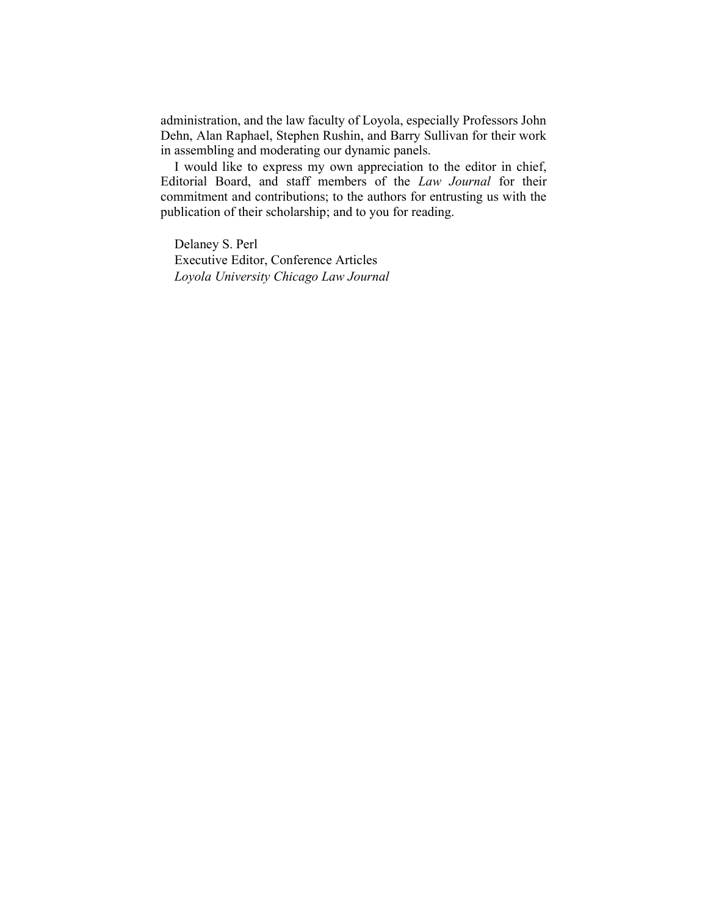administration, and the law faculty of Loyola, especially Professors John Dehn, Alan Raphael, Stephen Rushin, and Barry Sullivan for their work in assembling and moderating our dynamic panels.

I would like to express my own appreciation to the editor in chief, Editorial Board, and staff members of the *Law Journal* for their commitment and contributions; to the authors for entrusting us with the publication of their scholarship; and to you for reading.

Delaney S. Perl
Executive Editor, Conference Articles
*Loyola University Chicago Law Journal*